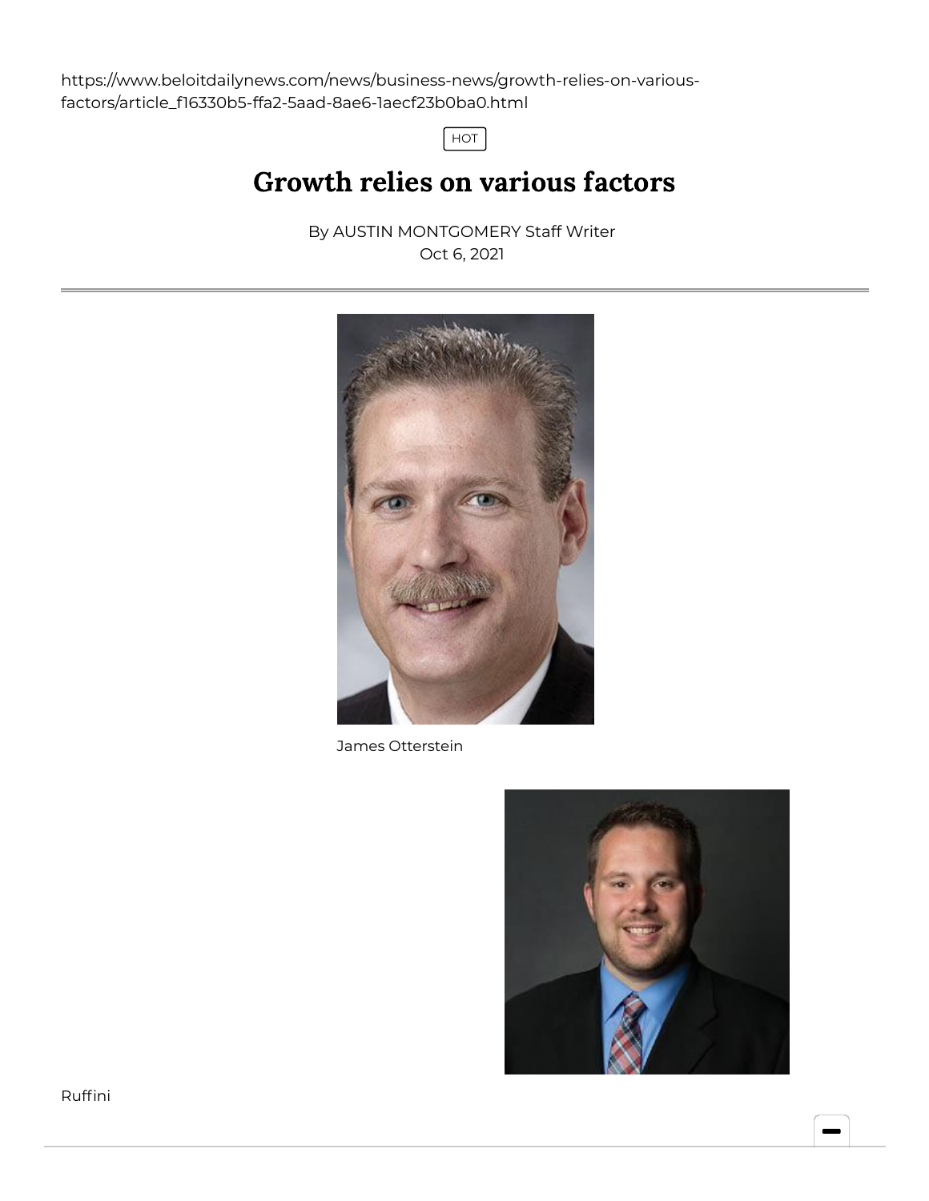https://www.beloitdailynews.com/news/business-news/growth-relies-on-various-factors/article_f16330b5-ffa2-5aad-8ae6-1aecf23b0ba0.html

HOT

# Growth relies on various factors

By AUSTIN MONTGOMERY Staff Writer
Oct 6, 2021

James Otterstein

Ruffini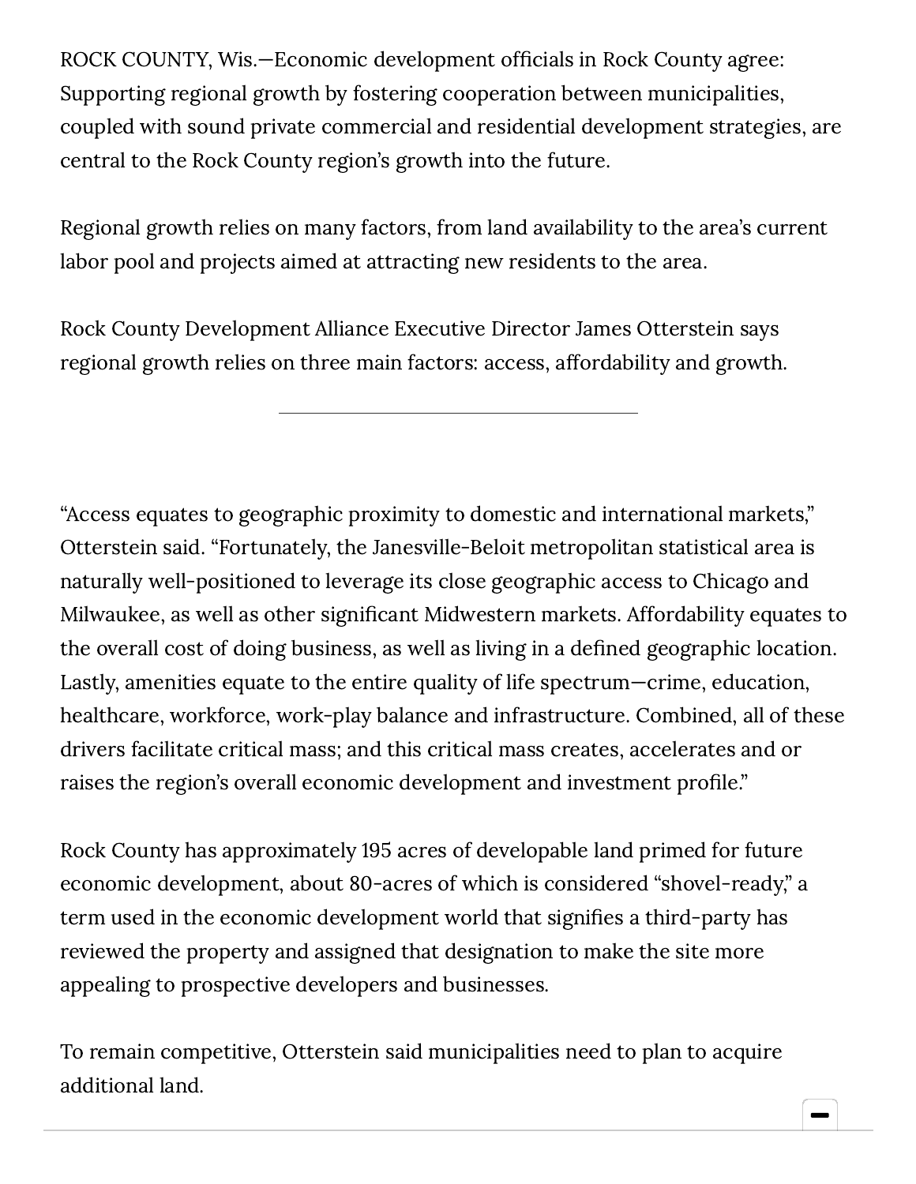ROCK COUNTY, Wis.—Economic development officials in Rock County agree: Supporting regional growth by fostering cooperation between municipalities, coupled with sound private commercial and residential development strategies, are central to the Rock County region's growth into the future.

Regional growth relies on many factors, from land availability to the area's current labor pool and projects aimed at attracting new residents to the area.

Rock County Development Alliance Executive Director James Otterstein says regional growth relies on three main factors: access, affordability and growth.

---

"Access equates to geographic proximity to domestic and international markets," Otterstein said. "Fortunately, the Janesville-Beloit metropolitan statistical area is naturally well-positioned to leverage its close geographic access to Chicago and Milwaukee, as well as other significant Midwestern markets. Affordability equates to the overall cost of doing business, as well as living in a defined geographic location. Lastly, amenities equate to the entire quality of life spectrum—crime, education, healthcare, workforce, work-play balance and infrastructure. Combined, all of these drivers facilitate critical mass; and this critical mass creates, accelerates and or raises the region's overall economic development and investment profile."

Rock County has approximately 195 acres of developable land primed for future economic development, about 80-acres of which is considered "shovel-ready," a term used in the economic development world that signifies a third-party has reviewed the property and assigned that designation to make the site more appealing to prospective developers and businesses.

To remain competitive, Otterstein said municipalities need to plan to acquire additional land.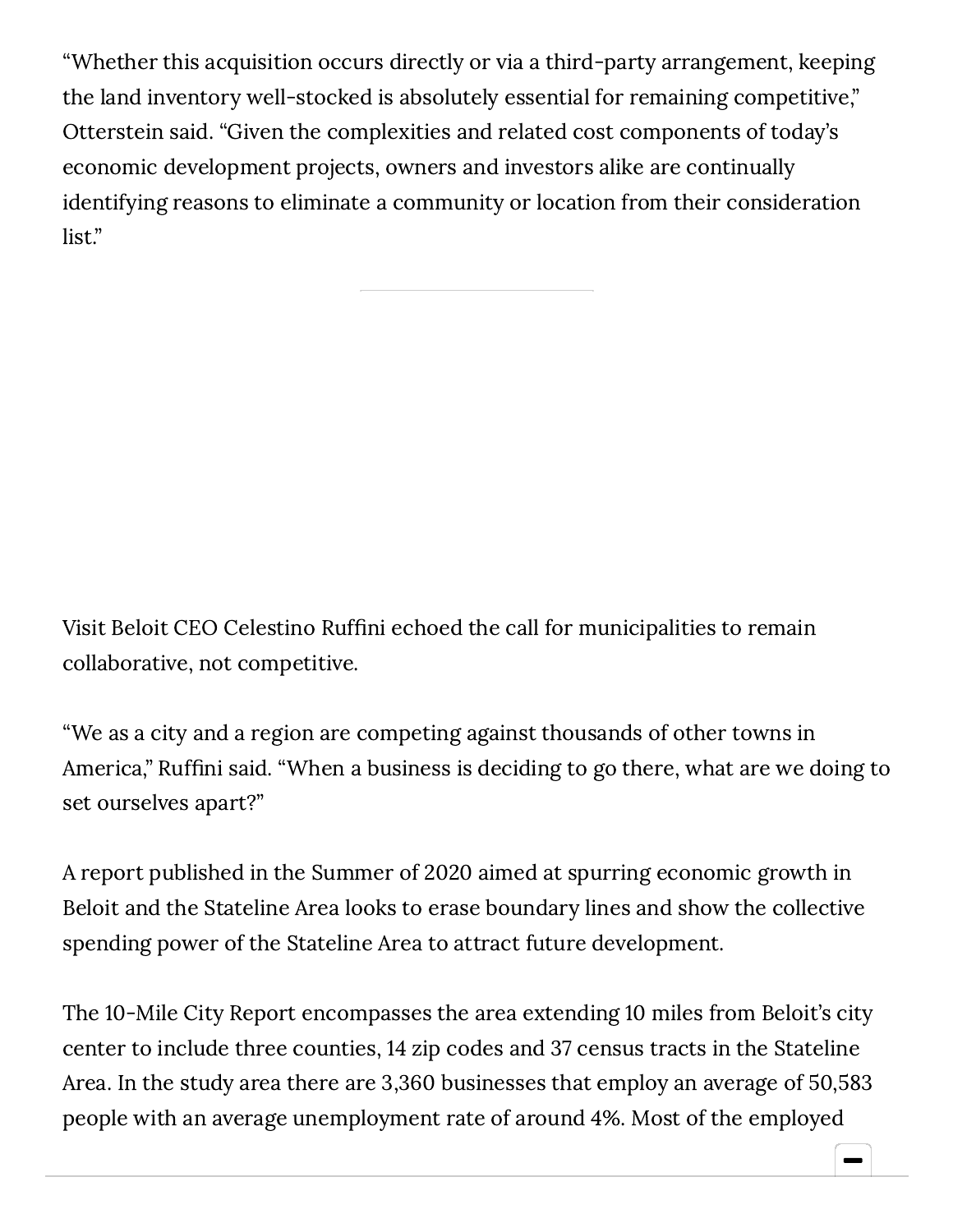"Whether this acquisition occurs directly or via a third-party arrangement, keeping the land inventory well-stocked is absolutely essential for remaining competitive," Otterstein said. "Given the complexities and related cost components of today's economic development projects, owners and investors alike are continually identifying reasons to eliminate a community or location from their consideration list."

Visit Beloit CEO Celestino Ruffini echoed the call for municipalities to remain collaborative, not competitive.

"We as a city and a region are competing against thousands of other towns in America," Ruffini said. "When a business is deciding to go there, what are we doing to set ourselves apart?"

A report published in the Summer of 2020 aimed at spurring economic growth in Beloit and the Stateline Area looks to erase boundary lines and show the collective spending power of the Stateline Area to attract future development.

The 10-Mile City Report encompasses the area extending 10 miles from Beloit's city center to include three counties, 14 zip codes and 37 census tracts in the Stateline Area. In the study area there are 3,360 businesses that employ an average of 50,583 people with an average unemployment rate of around 4%. Most of the employed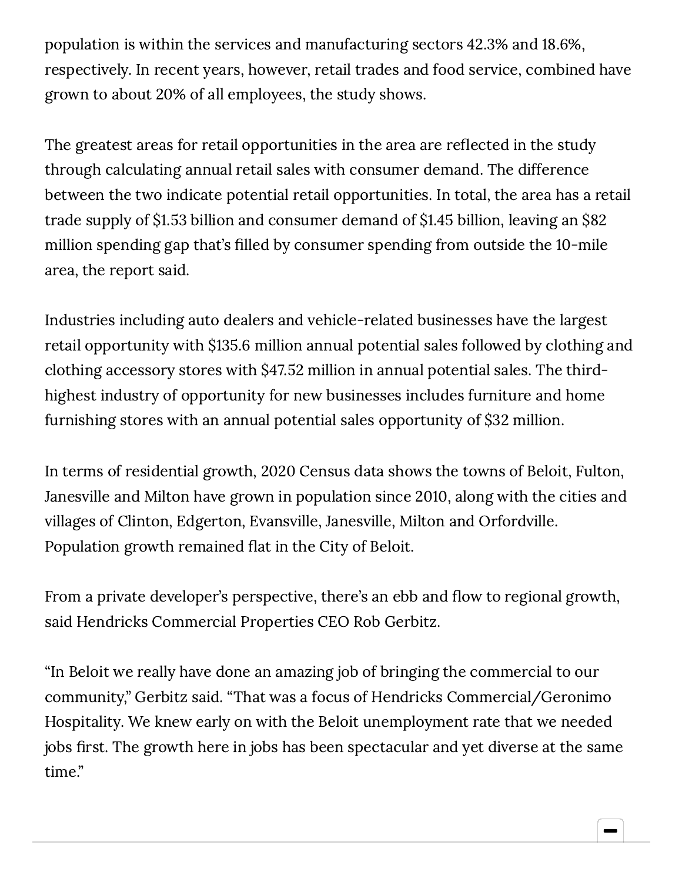population is within the services and manufacturing sectors 42.3% and 18.6%, respectively. In recent years, however, retail trades and food service, combined have grown to about 20% of all employees, the study shows.

The greatest areas for retail opportunities in the area are reflected in the study through calculating annual retail sales with consumer demand. The difference between the two indicate potential retail opportunities. In total, the area has a retail trade supply of $1.53 billion and consumer demand of $1.45 billion, leaving an $82 million spending gap that's filled by consumer spending from outside the 10-mile area, the report said.

Industries including auto dealers and vehicle-related businesses have the largest retail opportunity with $135.6 million annual potential sales followed by clothing and clothing accessory stores with $47.52 million in annual potential sales. The third-highest industry of opportunity for new businesses includes furniture and home furnishing stores with an annual potential sales opportunity of $32 million.

In terms of residential growth, 2020 Census data shows the towns of Beloit, Fulton, Janesville and Milton have grown in population since 2010, along with the cities and villages of Clinton, Edgerton, Evansville, Janesville, Milton and Orfordville. Population growth remained flat in the City of Beloit.

From a private developer's perspective, there's an ebb and flow to regional growth, said Hendricks Commercial Properties CEO Rob Gerbitz.

"In Beloit we really have done an amazing job of bringing the commercial to our community," Gerbitz said. "That was a focus of Hendricks Commercial/Geronimo Hospitality. We knew early on with the Beloit unemployment rate that we needed jobs first. The growth here in jobs has been spectacular and yet diverse at the same time."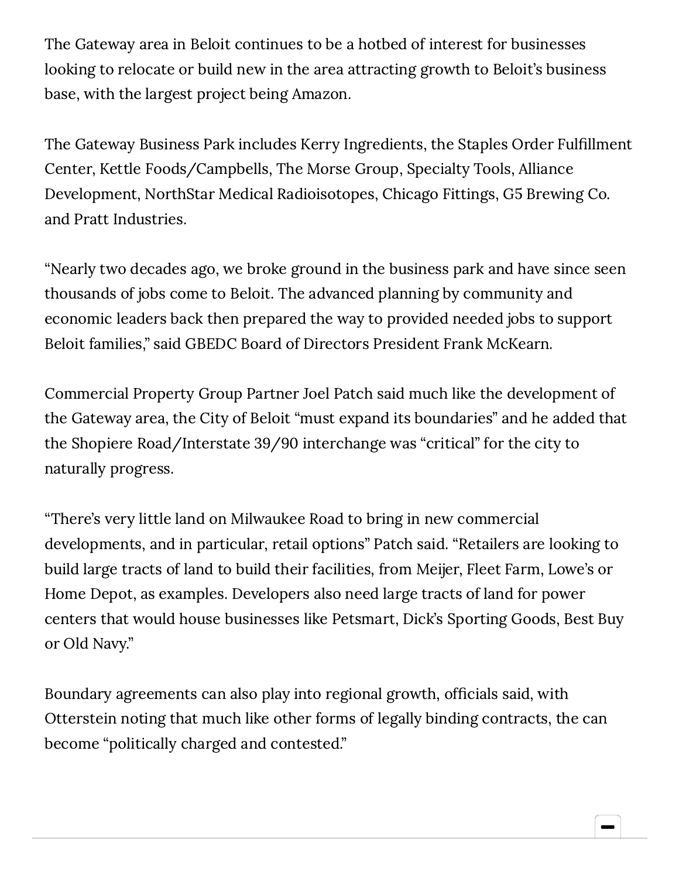The Gateway area in Beloit continues to be a hotbed of interest for businesses looking to relocate or build new in the area attracting growth to Beloit's business base, with the largest project being Amazon.

The Gateway Business Park includes Kerry Ingredients, the Staples Order Fulfillment Center, Kettle Foods/Campbells, The Morse Group, Specialty Tools, Alliance Development, NorthStar Medical Radioisotopes, Chicago Fittings, G5 Brewing Co. and Pratt Industries.

"Nearly two decades ago, we broke ground in the business park and have since seen thousands of jobs come to Beloit. The advanced planning by community and economic leaders back then prepared the way to provided needed jobs to support Beloit families," said GBEDC Board of Directors President Frank McKearn.

Commercial Property Group Partner Joel Patch said much like the development of the Gateway area, the City of Beloit "must expand its boundaries" and he added that the Shopiere Road/Interstate 39/90 interchange was "critical" for the city to naturally progress.

"There's very little land on Milwaukee Road to bring in new commercial developments, and in particular, retail options" Patch said. "Retailers are looking to build large tracts of land to build their facilities, from Meijer, Fleet Farm, Lowe's or Home Depot, as examples. Developers also need large tracts of land for power centers that would house businesses like Petsmart, Dick's Sporting Goods, Best Buy or Old Navy."

Boundary agreements can also play into regional growth, officials said, with Otterstein noting that much like other forms of legally binding contracts, the can become "politically charged and contested."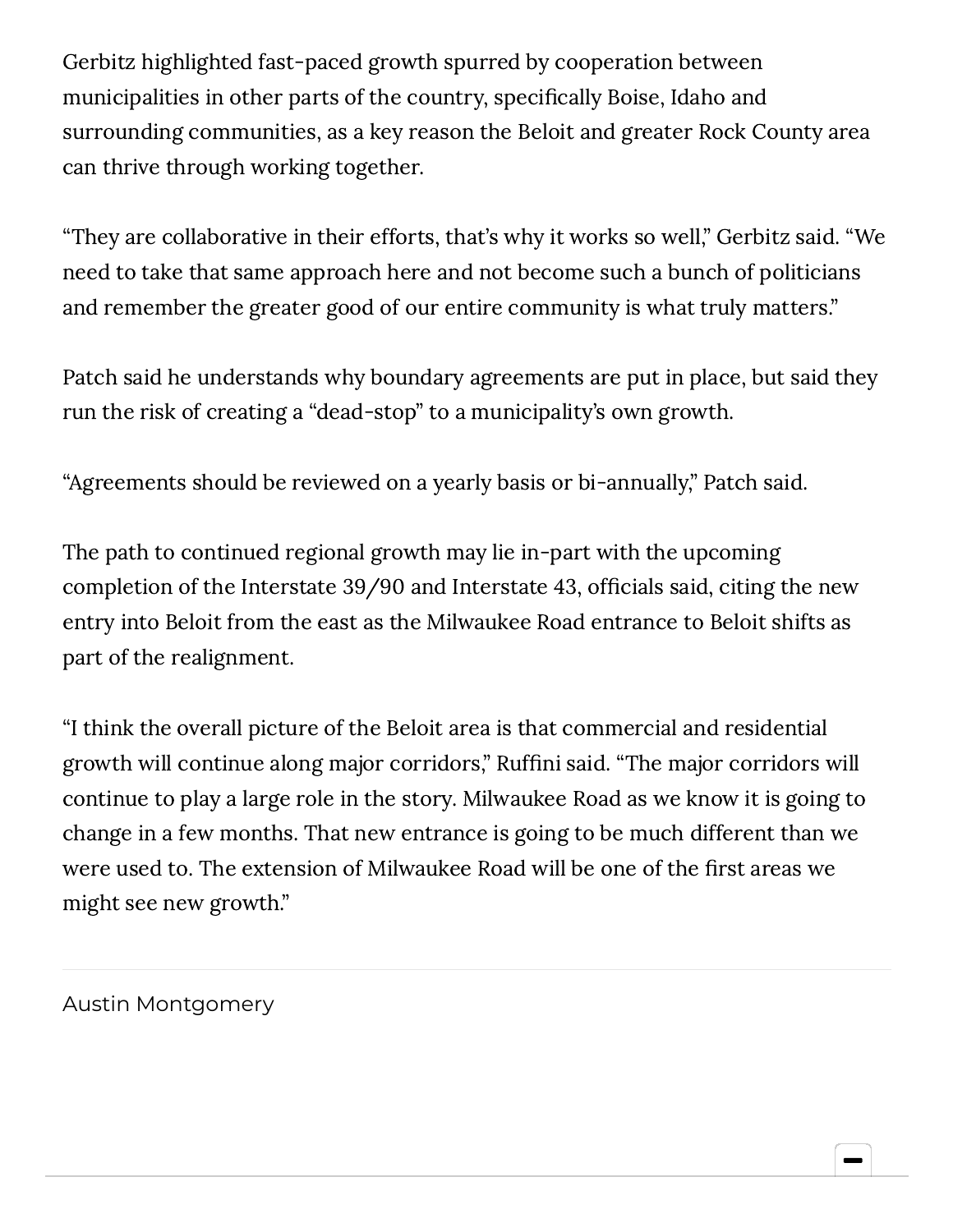Gerbitz highlighted fast-paced growth spurred by cooperation between municipalities in other parts of the country, specifically Boise, Idaho and surrounding communities, as a key reason the Beloit and greater Rock County area can thrive through working together.

"They are collaborative in their efforts, that's why it works so well," Gerbitz said. "We need to take that same approach here and not become such a bunch of politicians and remember the greater good of our entire community is what truly matters."

Patch said he understands why boundary agreements are put in place, but said they run the risk of creating a "dead-stop" to a municipality's own growth.

"Agreements should be reviewed on a yearly basis or bi-annually," Patch said.

The path to continued regional growth may lie in-part with the upcoming completion of the Interstate 39/90 and Interstate 43, officials said, citing the new entry into Beloit from the east as the Milwaukee Road entrance to Beloit shifts as part of the realignment.

"I think the overall picture of the Beloit area is that commercial and residential growth will continue along major corridors," Ruffini said. "The major corridors will continue to play a large role in the story. Milwaukee Road as we know it is going to change in a few months. That new entrance is going to be much different than we were used to. The extension of Milwaukee Road will be one of the first areas we might see new growth."

---

Austin Montgomery